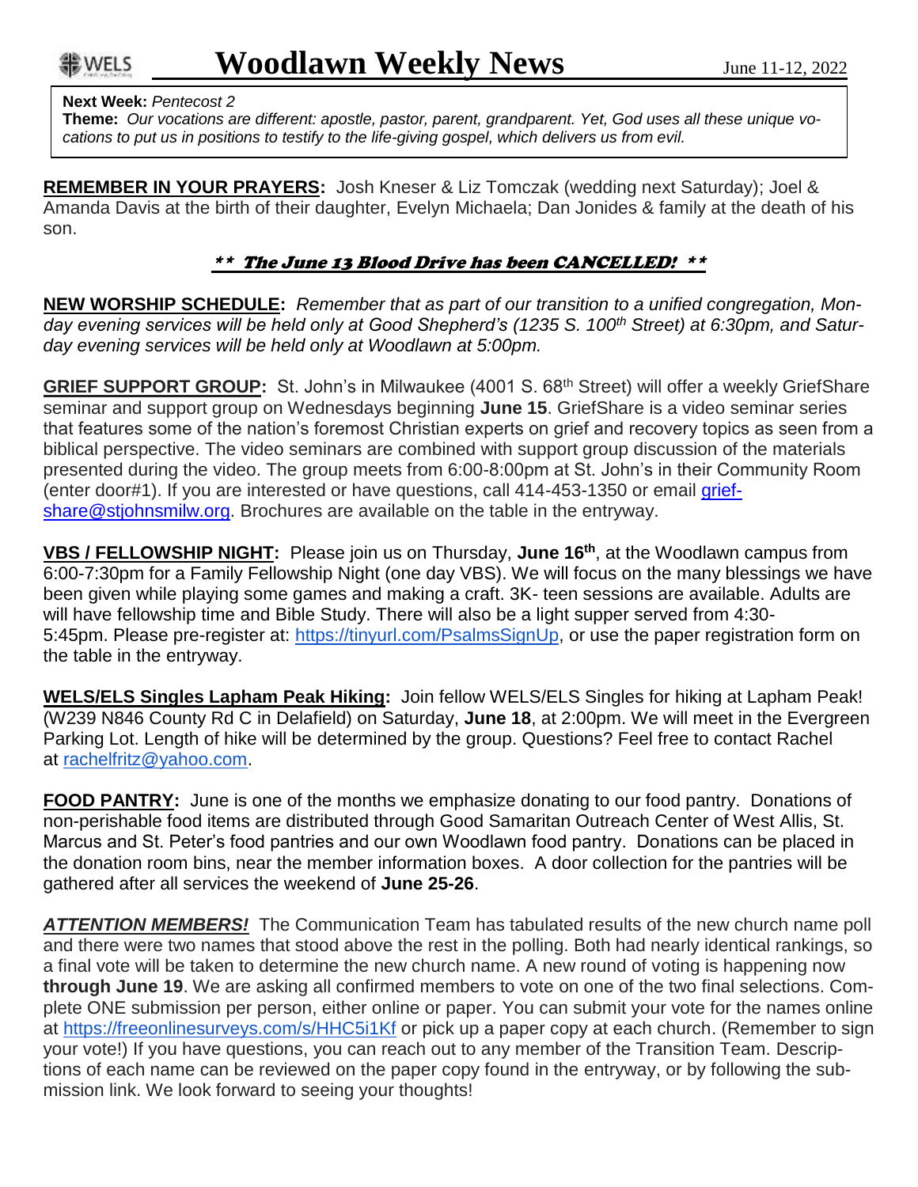# Woodlawn Weekly News

June 11-12, 2022

**Next Week:** *Pentecost 2*
**Theme:** *Our vocations are different: apostle, pastor, parent, grandparent. Yet, God uses all these unique vocations to put us in positions to testify to the life-giving gospel, which delivers us from evil.*

**REMEMBER IN YOUR PRAYERS:** Josh Kneser & Liz Tomczak (wedding next Saturday); Joel & Amanda Davis at the birth of their daughter, Evelyn Michaela; Dan Jonides & family at the death of his son.

***\*\* The June 13 Blood Drive has been CANCELLED! \*\****

**NEW WORSHIP SCHEDULE:** *Remember that as part of our transition to a unified congregation, Monday evening services will be held only at Good Shepherd's (1235 S. 100th Street) at 6:30pm, and Saturday evening services will be held only at Woodlawn at 5:00pm.*

**GRIEF SUPPORT GROUP:** St. John's in Milwaukee (4001 S. 68th Street) will offer a weekly GriefShare seminar and support group on Wednesdays beginning **June 15**. GriefShare is a video seminar series that features some of the nation's foremost Christian experts on grief and recovery topics as seen from a biblical perspective. The video seminars are combined with support group discussion of the materials presented during the video. The group meets from 6:00-8:00pm at St. John's in their Community Room (enter door#1). If you are interested or have questions, call 414-453-1350 or email griefshare@stjohnsmilw.org. Brochures are available on the table in the entryway.

**VBS / FELLOWSHIP NIGHT:** Please join us on Thursday, **June 16th**, at the Woodlawn campus from 6:00-7:30pm for a Family Fellowship Night (one day VBS). We will focus on the many blessings we have been given while playing some games and making a craft. 3K- teen sessions are available. Adults are will have fellowship time and Bible Study. There will also be a light supper served from 4:30-5:45pm. Please pre-register at: https://tinyurl.com/PsalmsSignUp, or use the paper registration form on the table in the entryway.

**WELS/ELS Singles Lapham Peak Hiking:** Join fellow WELS/ELS Singles for hiking at Lapham Peak! (W239 N846 County Rd C in Delafield) on Saturday, **June 18**, at 2:00pm. We will meet in the Evergreen Parking Lot. Length of hike will be determined by the group. Questions? Feel free to contact Rachel at rachelfritz@yahoo.com.

**FOOD PANTRY:** June is one of the months we emphasize donating to our food pantry. Donations of non-perishable food items are distributed through Good Samaritan Outreach Center of West Allis, St. Marcus and St. Peter's food pantries and our own Woodlawn food pantry. Donations can be placed in the donation room bins, near the member information boxes. A door collection for the pantries will be gathered after all services the weekend of **June 25-26**.

***ATTENTION MEMBERS!*** The Communication Team has tabulated results of the new church name poll and there were two names that stood above the rest in the polling. Both had nearly identical rankings, so a final vote will be taken to determine the new church name. A new round of voting is happening now **through June 19**. We are asking all confirmed members to vote on one of the two final selections. Complete ONE submission per person, either online or paper. You can submit your vote for the names online at https://freeonlinesurveys.com/s/HHC5i1Kf or pick up a paper copy at each church. (Remember to sign your vote!) If you have questions, you can reach out to any member of the Transition Team. Descriptions of each name can be reviewed on the paper copy found in the entryway, or by following the submission link. We look forward to seeing your thoughts!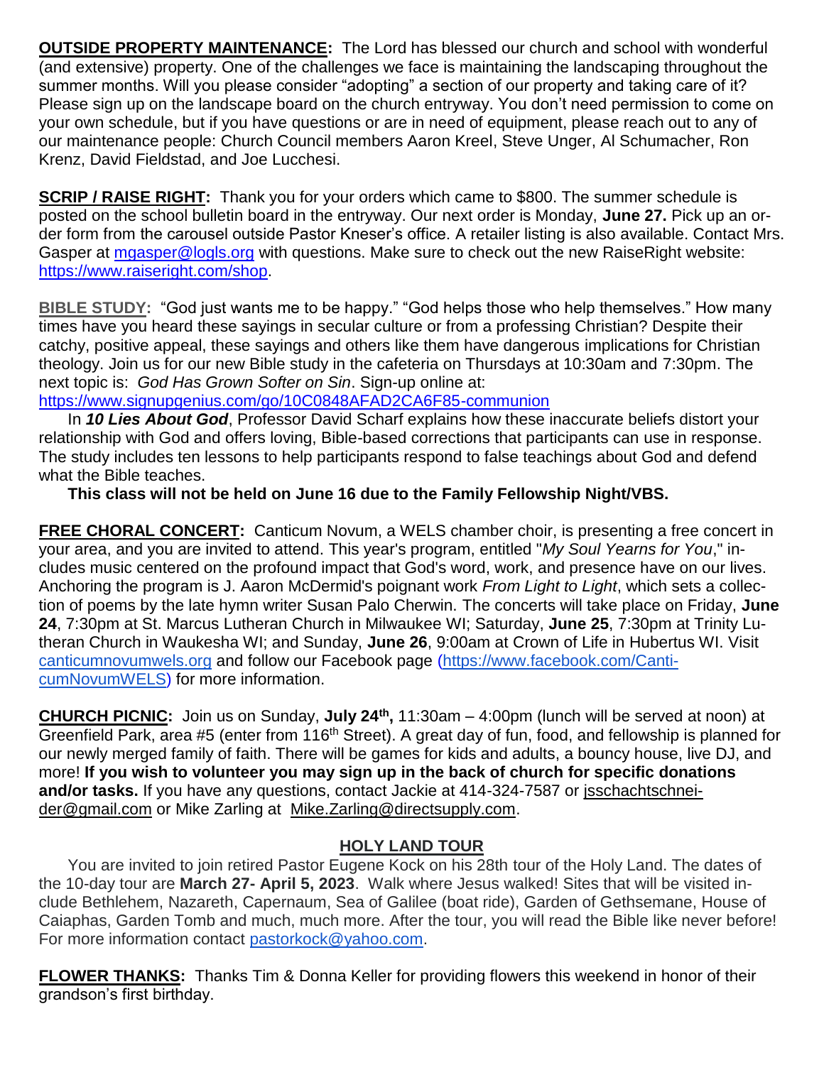**OUTSIDE PROPERTY MAINTENANCE:** The Lord has blessed our church and school with wonderful (and extensive) property. One of the challenges we face is maintaining the landscaping throughout the summer months. Will you please consider "adopting" a section of our property and taking care of it? Please sign up on the landscape board on the church entryway. You don't need permission to come on your own schedule, but if you have questions or are in need of equipment, please reach out to any of our maintenance people: Church Council members Aaron Kreel, Steve Unger, Al Schumacher, Ron Krenz, David Fieldstad, and Joe Lucchesi.

**SCRIP / RAISE RIGHT:** Thank you for your orders which came to $800. The summer schedule is posted on the school bulletin board in the entryway. Our next order is Monday, **June 27.** Pick up an order form from the carousel outside Pastor Kneser's office. A retailer listing is also available. Contact Mrs. Gasper at mgasper@logls.org with questions. Make sure to check out the new RaiseRight website: https://www.raiseright.com/shop.

**BIBLE STUDY:** "God just wants me to be happy." "God helps those who help themselves." How many times have you heard these sayings in secular culture or from a professing Christian? Despite their catchy, positive appeal, these sayings and others like them have dangerous implications for Christian theology. Join us for our new Bible study in the cafeteria on Thursdays at 10:30am and 7:30pm. The next topic is: *God Has Grown Softer on Sin*. Sign-up online at: https://www.signupgenius.com/go/10C0848AFAD2CA6F85-communion

In ***10 Lies About God***, Professor David Scharf explains how these inaccurate beliefs distort your relationship with God and offers loving, Bible-based corrections that participants can use in response. The study includes ten lessons to help participants respond to false teachings about God and defend what the Bible teaches.

**This class will not be held on June 16 due to the Family Fellowship Night/VBS.**

**FREE CHORAL CONCERT:** Canticum Novum, a WELS chamber choir, is presenting a free concert in your area, and you are invited to attend. This year's program, entitled "*My Soul Yearns for You*," includes music centered on the profound impact that God's word, work, and presence have on our lives. Anchoring the program is J. Aaron McDermid's poignant work *From Light to Light*, which sets a collection of poems by the late hymn writer Susan Palo Cherwin. The concerts will take place on Friday, **June 24**, 7:30pm at St. Marcus Lutheran Church in Milwaukee WI; Saturday, **June 25**, 7:30pm at Trinity Lutheran Church in Waukesha WI; and Sunday, **June 26**, 9:00am at Crown of Life in Hubertus WI. Visit canticumnovumwels.org and follow our Facebook page (https://www.facebook.com/CanticumNovumWELS) for more information.

**CHURCH PICNIC:** Join us on Sunday, **July 24th,** 11:30am – 4:00pm (lunch will be served at noon) at Greenfield Park, area #5 (enter from 116th Street). A great day of fun, food, and fellowship is planned for our newly merged family of faith. There will be games for kids and adults, a bouncy house, live DJ, and more! **If you wish to volunteer you may sign up in the back of church for specific donations and/or tasks.** If you have any questions, contact Jackie at 414-324-7587 or jsschachtschneider@gmail.com or Mike Zarling at Mike.Zarling@directsupply.com.

## HOLY LAND TOUR

You are invited to join retired Pastor Eugene Kock on his 28th tour of the Holy Land. The dates of the 10-day tour are **March 27- April 5, 2023**. Walk where Jesus walked! Sites that will be visited include Bethlehem, Nazareth, Capernaum, Sea of Galilee (boat ride), Garden of Gethsemane, House of Caiaphas, Garden Tomb and much, much more. After the tour, you will read the Bible like never before! For more information contact pastorkock@yahoo.com.

**FLOWER THANKS:** Thanks Tim & Donna Keller for providing flowers this weekend in honor of their grandson's first birthday.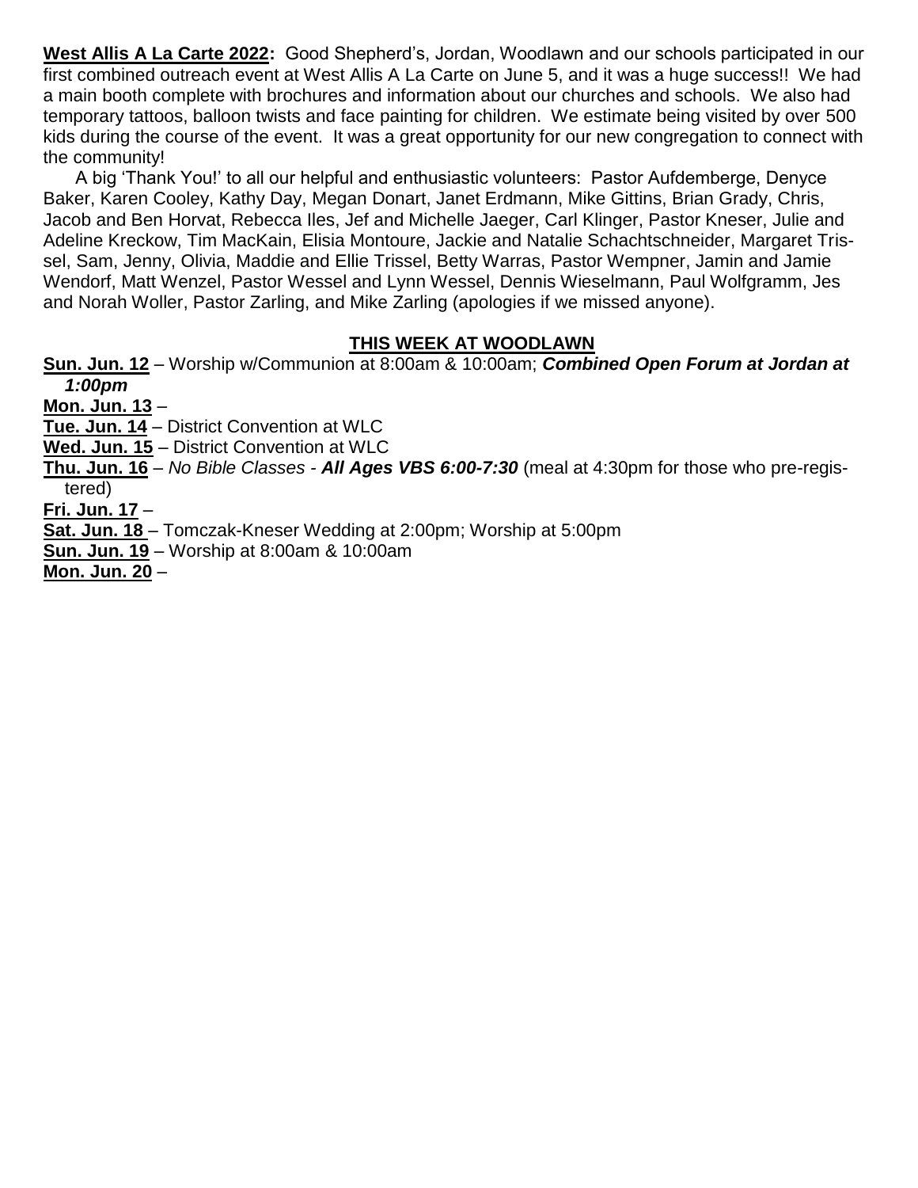**<u>West Allis A La Carte 2022</u>:** Good Shepherd's, Jordan, Woodlawn and our schools participated in our first combined outreach event at West Allis A La Carte on June 5, and it was a huge success!! We had a main booth complete with brochures and information about our churches and schools. We also had temporary tattoos, balloon twists and face painting for children. We estimate being visited by over 500 kids during the course of the event. It was a great opportunity for our new congregation to connect with the community!

A big 'Thank You!' to all our helpful and enthusiastic volunteers: Pastor Aufdemberge, Denyce Baker, Karen Cooley, Kathy Day, Megan Donart, Janet Erdmann, Mike Gittins, Brian Grady, Chris, Jacob and Ben Horvat, Rebecca Iles, Jef and Michelle Jaeger, Carl Klinger, Pastor Kneser, Julie and Adeline Kreckow, Tim MacKain, Elisia Montoure, Jackie and Natalie Schachtschneider, Margaret Trissel, Sam, Jenny, Olivia, Maddie and Ellie Trissel, Betty Warras, Pastor Wempner, Jamin and Jamie Wendorf, Matt Wenzel, Pastor Wessel and Lynn Wessel, Dennis Wieselmann, Paul Wolfgramm, Jes and Norah Woller, Pastor Zarling, and Mike Zarling (apologies if we missed anyone).

## THIS WEEK AT WOODLAWN

**<u>Sun. Jun. 12</u>** – Worship w/Communion at 8:00am & 10:00am; ***Combined Open Forum at Jordan at 1:00pm***

**<u>Mon. Jun. 13</u>** –

**<u>Tue. Jun. 14</u>** – District Convention at WLC

**<u>Wed. Jun. 15</u>** – District Convention at WLC

**<u>Thu. Jun. 16</u>** – *No Bible Classes* - ***All Ages VBS 6:00-7:30*** (meal at 4:30pm for those who pre-registered)

**<u>Fri. Jun. 17</u>** –

**<u>Sat. Jun. 18</u>** – Tomczak-Kneser Wedding at 2:00pm; Worship at 5:00pm

**<u>Sun. Jun. 19</u>** – Worship at 8:00am & 10:00am

**<u>Mon. Jun. 20</u>** –